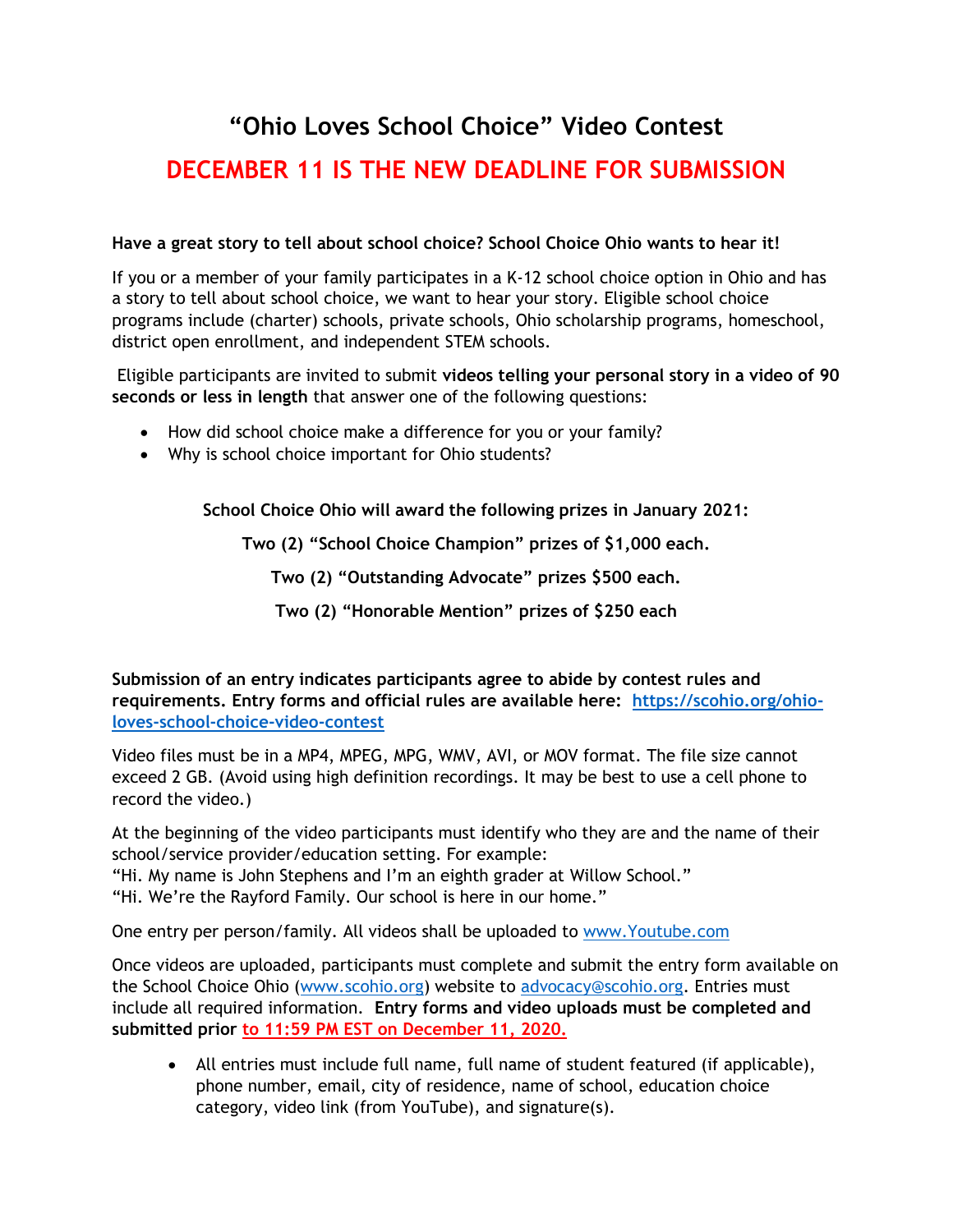# "Ohio Loves School Choice" Video Contest

## DECEMBER 11 IS THE NEW DEADLINE FOR SUBMISSION

**Have a great story to tell about school choice? School Choice Ohio wants to hear it!**

If you or a member of your family participates in a K-12 school choice option in Ohio and has a story to tell about school choice, we want to hear your story. Eligible school choice programs include (charter) schools, private schools, Ohio scholarship programs, homeschool, district open enrollment, and independent STEM schools.

Eligible participants are invited to submit **videos telling your personal story in a video of 90 seconds or less in length** that answer one of the following questions:

- How did school choice make a difference for you or your family?
- Why is school choice important for Ohio students?

**School Choice Ohio will award the following prizes in January 2021:**

**Two (2) "School Choice Champion" prizes of $1,000 each.**

**Two (2) "Outstanding Advocate" prizes $500 each.**

**Two (2) "Honorable Mention" prizes of $250 each**

**Submission of an entry indicates participants agree to abide by contest rules and requirements. Entry forms and official rules are available here: [https://scohio.org/ohio-loves-school-choice-video-contest](https://scohio.org/ohio-loves-school-choice-video-contest)**

Video files must be in a MP4, MPEG, MPG, WMV, AVI, or MOV format. The file size cannot exceed 2 GB. (Avoid using high definition recordings. It may be best to use a cell phone to record the video.)

At the beginning of the video participants must identify who they are and the name of their school/service provider/education setting. For example:
"Hi. My name is John Stephens and I'm an eighth grader at Willow School."
"Hi. We're the Rayford Family. Our school is here in our home."

One entry per person/family. All videos shall be uploaded to [www.Youtube.com](www.Youtube.com)

Once videos are uploaded, participants must complete and submit the entry form available on the School Choice Ohio ([www.scohio.org](www.scohio.org)) website to [advocacy@scohio.org](mailto:advocacy@scohio.org). Entries must include all required information. **Entry forms and video uploads must be completed and submitted prior to 11:59 PM EST on December 11, 2020.**

- All entries must include full name, full name of student featured (if applicable), phone number, email, city of residence, name of school, education choice category, video link (from YouTube), and signature(s).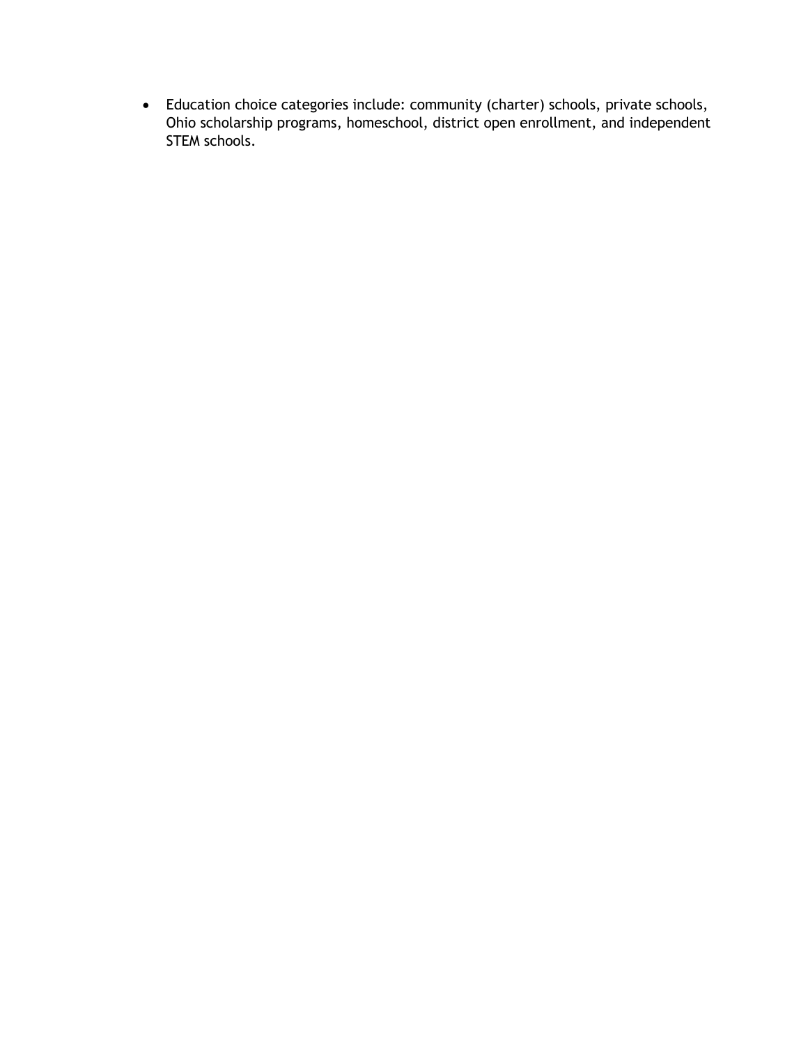- Education choice categories include: community (charter) schools, private schools, Ohio scholarship programs, homeschool, district open enrollment, and independent STEM schools.